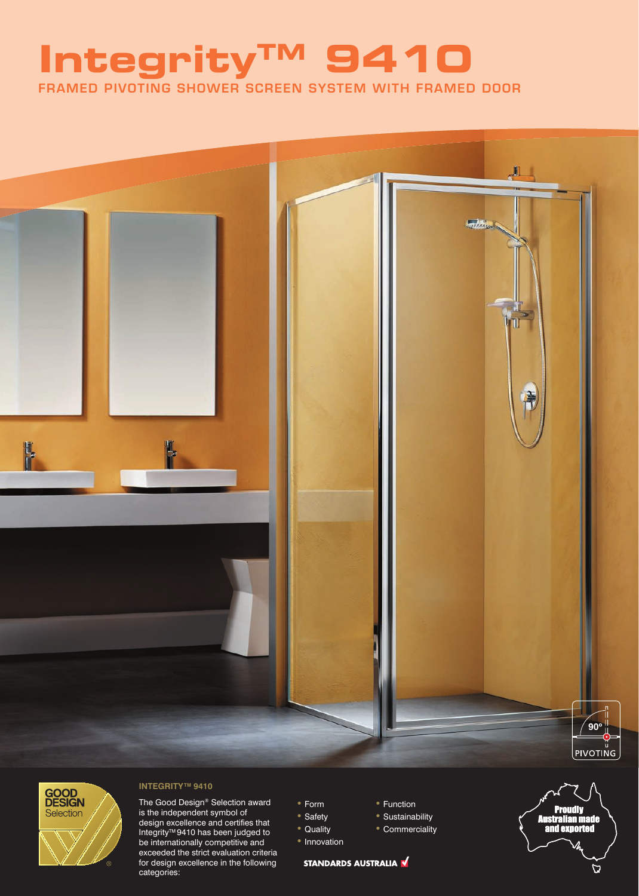# Integrity™ 9410

## FRAMED PIVOTING SHOWER SCREEN SYSTEM WITH FRAMED DOOR

90º PIVOTING

GOOD DESIGN Selection

### INTEGRITY™ 9410

The Good Design® Selection award is the independent symbol of design excellence and certifies that Integrity™ 9410 has been judged to be internationally competitive and exceeded the strict evaluation criteria for design excellence in the following categories:

- Form
- Safety
- Quality
- Innovation
- Function
- Sustainability
- Commerciality

STANDARDS AUSTRALIA

Proudly Australian made and exported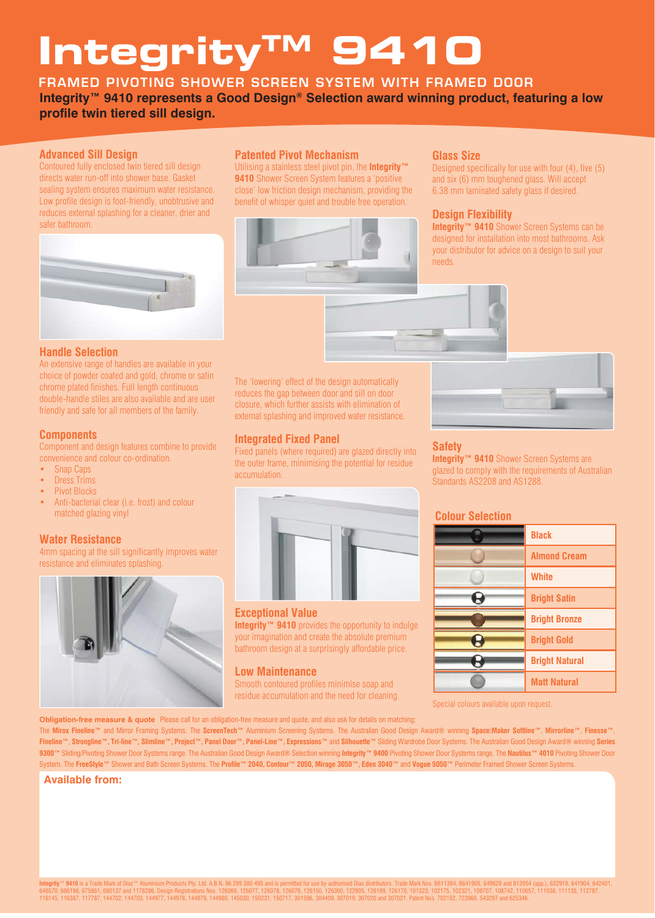# Integrity™ 9410

## FRAMED PIVOTING SHOWER SCREEN SYSTEM WITH FRAMED DOOR

**Integrity™ 9410 represents a Good Design® Selection award winning product, featuring a low profile twin tiered sill design.**

### Advanced Sill Design

Contoured fully enclosed twin tiered sill design directs water run-off into shower base. Gasket sealing system ensures maximum water resistance. Low profile design is foot-friendly, unobtrusive and reduces external splashing for a cleaner, drier and safer bathroom.

### Handle Selection

An extensive range of handles are available in your choice of powder coated and gold, chrome or satin chrome plated finishes. Full length continuous double-handle stiles are also available and are user friendly and safe for all members of the family.

### Components

Component and design features combine to provide convenience and colour co-ordination.

- Snap Caps
- Dress Trims
- Pivot Blocks
- Anti-bacterial clear (i.e. frost) and colour matched glazing vinyl

### Water Resistance

4mm spacing at the sill significantly improves water resistance and eliminates splashing.

### Patented Pivot Mechanism

Utilising a stainless steel pivot pin, the **Integrity™ 9410** Shower Screen System features a 'positive close' low friction design mechanism, providing the benefit of whisper quiet and trouble free operation.

The 'lowering' effect of the design automatically reduces the gap between door and sill on door closure, which further assists with elimination of external splashing and improved water resistance.

### Integrated Fixed Panel

Fixed panels (where required) are glazed directly into the outer frame, minimising the potential for residue accumulation.

### Exceptional Value

**Integrity™ 9410** provides the opportunity to indulge your imagination and create the absolute premium bathroom design at a surprisingly affordable price.

### Low Maintenance

Smooth contoured profiles minimise soap and residue accumulation and the need for cleaning.

### Glass Size

Designed specifically for use with four (4), five (5) and six (6) mm toughened glass. Will accept 6.38 mm laminated safety glass if desired.

### Design Flexibility

**Integrity™ 9410** Shower Screen Systems can be designed for installation into most bathrooms. Ask your distributor for advice on a design to suit your needs.

### Safety

**Integrity™ 9410** Shower Screen Systems are glazed to comply with the requirements of Australian Standards AS2208 and AS1288.

### Colour Selection

| | |
|---|---|
| | Black |
| | Almond Cream |
| | White |
| | Bright Satin |
| | Bright Bronze |
| | Bright Gold |
| | Bright Natural |
| | Matt Natural |

Special colours available upon request.

**Obligation-free measure & quote** Please call for an obligation-free measure and quote, and also ask for details on matching:
The **Mirox Fineline™** and Mirror Framing Systems. The **ScreenTech™** Aluminium Screening Systems. The Australian Good Design Award® winning **Space:Maker Softline™**, **Mirrorline™**, **Finesse™**, **Fineline™**, **Strongline™**, **Tri-line™**, **Slimline™**, **Project™**, **Panel Door™**, **Panel-Line™**, **Expressions™** and **Silhouette™** Sliding Wardrobe Door Systems. The Australian Good Design Award® winning **Series 9300™** Sliding/Pivoting Shower Door Systems range. The Australian Good Design Award® Selection winning **Integrity™ 9400** Pivoting Shower Door Systems range. The **Nautilus™ 4010** Pivoting Shower Door System. The **FreeStyle™** Shower and Bath Screen Systems. The **Profile™ 2040**, **Contour™ 2050**, **Mirage 3050™**, **Eden 3040™** and **Vogue 5050™** Perimeter Framed Shower Screen Systems.

**Available from:**

**Integrity™ 9410** is a Trade Mark of Dias™ Aluminium Products Pty. Ltd. A.B.N. 96 299 380 495 and is permitted for use by authorised Dias distributors. Trade Mark Nos. B611384, B641905, 649629 and 813954 (app.), 632919, 641904, 642401, 646570, 666198, 675861, 680137 and 1178286. Design Registrations Nos. 126069, 126077, 126078, 126079, 126150, 126300, 122905, 126169, 126170, 101323, 102175, 102321, 108707, 108742, 110657, 111038, 111135, 112787, 116145, 116387, 117787, 144702, 144703, 144977, 144978, 144979, 144980, 145030, 150231, 150717, 301596, 304409, 307019, 307020 and 307021. Patent Nos. 702152, 723960, 543297 and 625346.